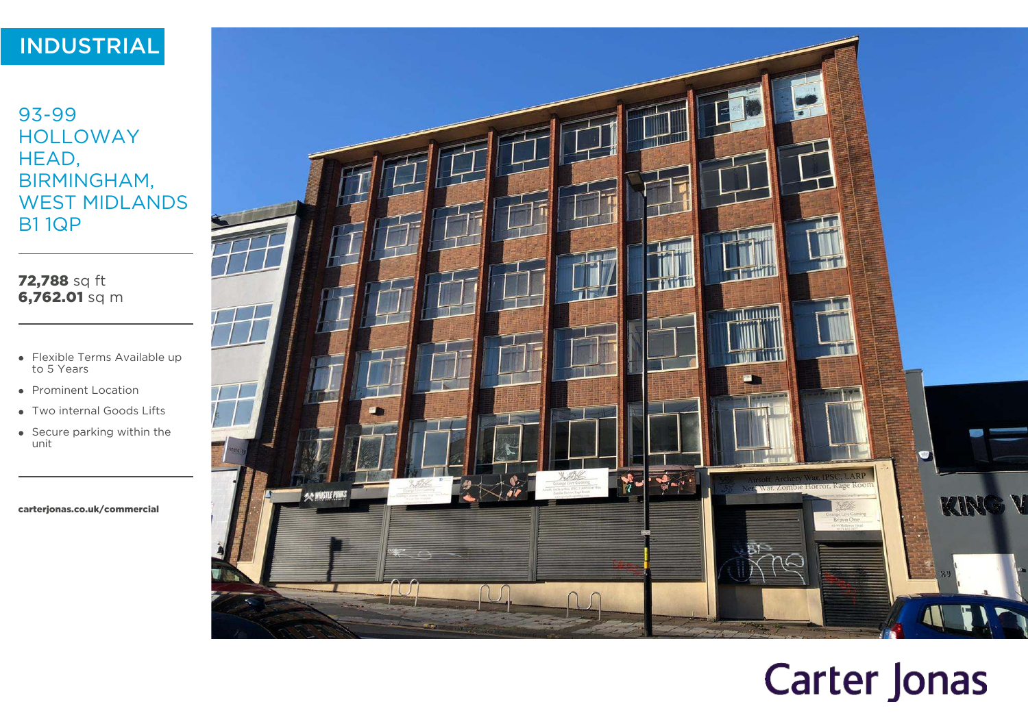INDUSTRIAL

# 93-99 HOLLOWAY HEAD, BIRMINGHAM, WEST MIDLANDS B1 1QP

**72,788** sq ft
**6,762.01** sq m

- Flexible Terms Available up to 5 Years
- Prominent Location
- Two internal Goods Lifts
- Secure parking within the unit

**carterjonas.co.uk/commercial**

Carter Jonas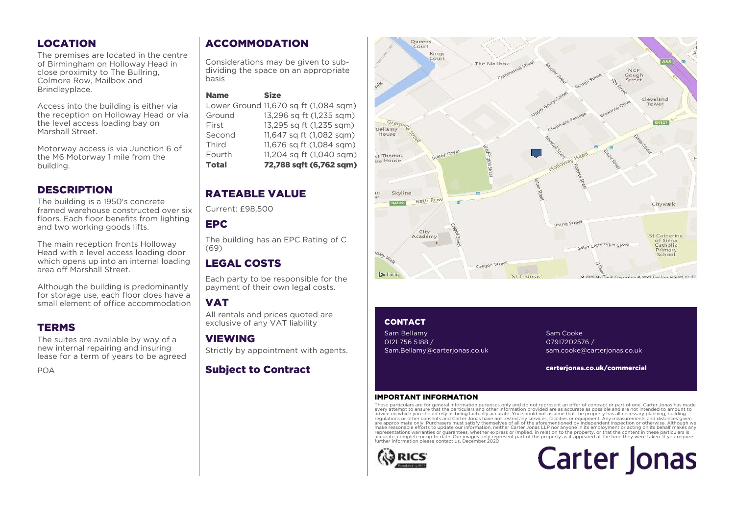## LOCATION

The premises are located in the centre of Birmingham on Holloway Head in close proximity to The Bullring, Colmore Row, Mailbox and Brindleyplace.

Access into the building is either via the reception on Holloway Head or via the level access loading bay on Marshall Street.

Motorway access is via Junction 6 of the M6 Motorway 1 mile from the building.

## DESCRIPTION

The building is a 1950's concrete framed warehouse constructed over six floors. Each floor benefits from lighting and two working goods lifts.

The main reception fronts Holloway Head with a level access loading door which opens up into an internal loading area off Marshall Street.

Although the building is predominantly for storage use, each floor does have a small element of office accommodation

## TERMS

The suites are available by way of a new internal repairing and insuring lease for a term of years to be agreed

POA

## ACCOMMODATION

Considerations may be given to sub-dividing the space on an appropriate basis

| Name | Size |
|---|---|
| Lower Ground | 11,670 sq ft (1,084 sqm) |
| Ground | 13,296 sq ft (1,235 sqm) |
| First | 13,295 sq ft (1,235 sqm) |
| Second | 11,647 sq ft (1,082 sqm) |
| Third | 11,676 sq ft (1,084 sqm) |
| Fourth | 11,204 sq ft (1,040 sqm) |
| **Total** | **72,788 sqft (6,762 sqm)** |

## RATEABLE VALUE

Current: £98,500

## EPC

The building has an EPC Rating of C (69)

## LEGAL COSTS

Each party to be responsible for the payment of their own legal costs.

## VAT

All rentals and prices quoted are exclusive of any VAT liability

## VIEWING

Strictly by appointment with agents.

## Subject to Contract

Queens Court
Kings Court
The Mailbox
Commercial Street
Blucher Street
Gough Street
NCP Gough Street
Ellis Street
A38
Upper Gough Street
Bromsgrove Drive
Cleveland Tower
Granville Street
Bellamy House
Chapmans Passage
B4127
Marshall Street
Ridley Street
Washington Street
St Thomas House
Holloway Head
Florence Street
Ernest Street
Exeter Street
Skyline
Sutton Street
B4127
Bath Row
Citywalk
Irving Street
City Academy
Cregoe Street
Saint Catherines Close
St Catherine of Siena Catholic Primary School
Cregoe Street
St Thomas'
bing
© 2020 Microsoft Corporation © 2020 TomTom © 2020 HERE

### CONTACT

Sam Bellamy
0121 756 5188 /
Sam.Bellamy@carterjonas.co.uk

Sam Cooke
07917202576 /
sam.cooke@carterjonas.co.uk

**carterjonas.co.uk/commercial**

### IMPORTANT INFORMATION

These particulars are for general information purposes only and do not represent an offer of contract or part of one. Carter Jonas has made every attempt to ensure that the particulars and other information provided are as accurate as possible and are not intended to amount to advice on which you should rely as being factually accurate. You should not assume that the property has all necessary planning, building regulations or other consents and Carter Jonas have not tested any services, facilities or equipment. Any measurements and distances given are approximate only. Purchasers must satisfy themselves of all of the aforementioned by independent inspection or otherwise. Although we make reasonable efforts to update our information, neither Carter Jonas LLP nor anyone in its employment or acting on its behalf makes any representations warranties or guarantees, whether express or implied, in relation to the property, or that the content in these particulars is accurate, complete or up to date. Our images only represent part of the property as it appeared at the time they were taken. If you require further information please contact us. December 2020

RICS

Carter Jonas